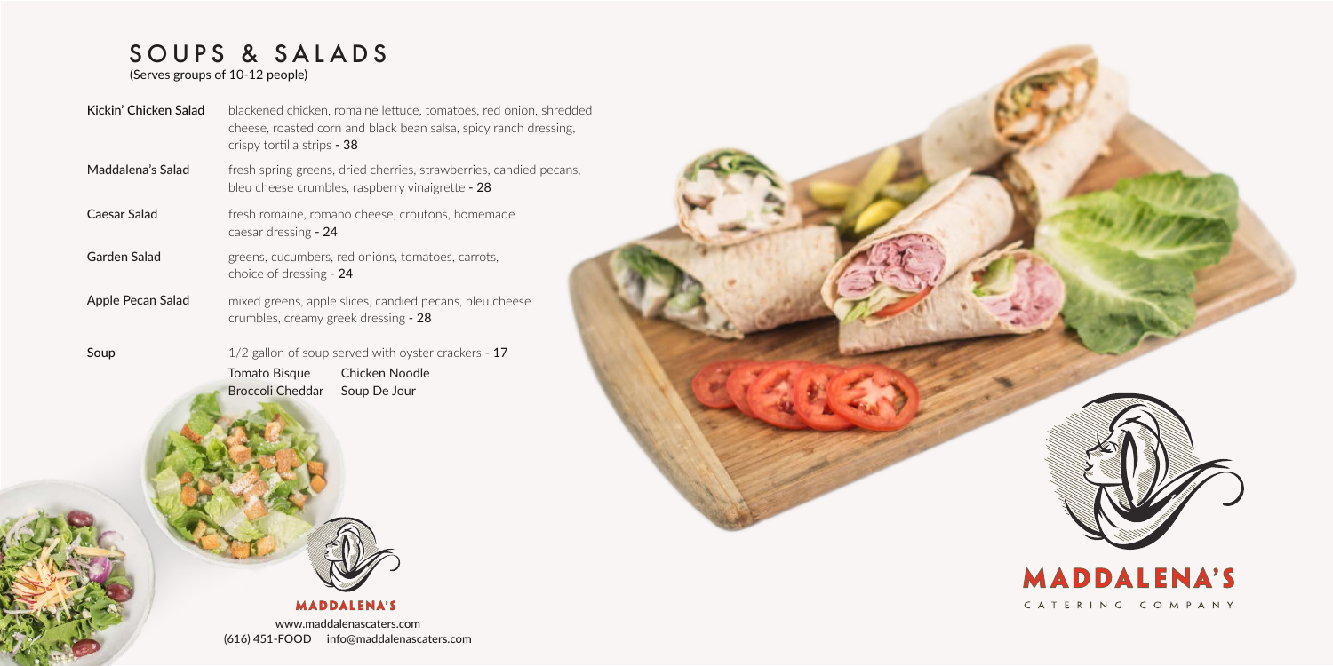# SOUPS & SALADS

(Serves groups of 10-12 people)

**Kickin' Chicken Salad** — blackened chicken, romaine lettuce, tomatoes, red onion, shredded cheese, roasted corn and black bean salsa, spicy ranch dressing, crispy tortilla strips - **38**

**Maddalena's Salad** — fresh spring greens, dried cherries, strawberries, candied pecans, bleu cheese crumbles, raspberry vinaigrette - **28**

**Caesar Salad** — fresh romaine, romano cheese, croutons, homemade caesar dressing - **24**

**Garden Salad** — greens, cucumbers, red onions, tomatoes, carrots, choice of dressing - **24**

**Apple Pecan Salad** — mixed greens, apple slices, candied pecans, bleu cheese crumbles, creamy greek dressing - **28**

**Soup** — 1/2 gallon of soup served with oyster crackers - **17**

- Tomato Bisque
- Chicken Noodle
- Broccoli Cheddar
- Soup De Jour

**MADDALENA'S**

www.maddalenascaters.com
(616) 451-FOOD info@maddalenascaters.com

**MADDALENA'S**
CATERING COMPANY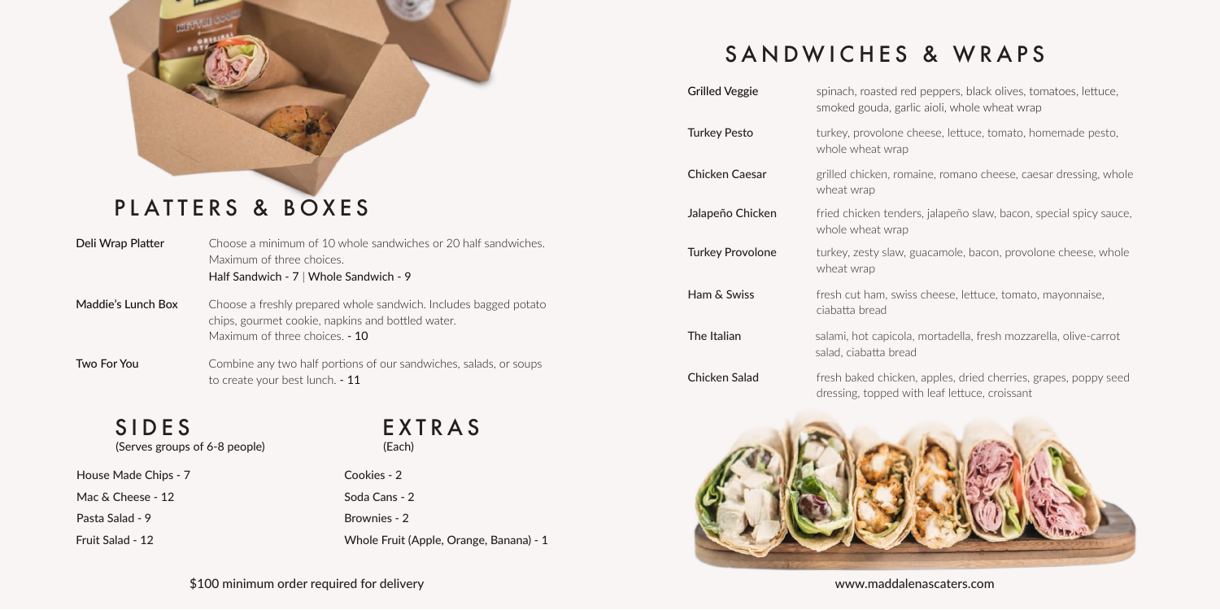## PLATTERS & BOXES

**Deli Wrap Platter** — Choose a minimum of 10 whole sandwiches or 20 half sandwiches. Maximum of three choices.
Half Sandwich - 7 | Whole Sandwich - 9

**Maddie's Lunch Box** — Choose a freshly prepared whole sandwich. Includes bagged potato chips, gourmet cookie, napkins and bottled water. Maximum of three choices. - 10

**Two For You** — Combine any two half portions of our sandwiches, salads, or soups to create your best lunch. - 11

## SIDES
(Serves groups of 6-8 people)

- House Made Chips - 7
- Mac & Cheese - 12
- Pasta Salad - 9
- Fruit Salad - 12

## EXTRAS
(Each)

- Cookies - 2
- Soda Cans - 2
- Brownies - 2
- Whole Fruit (Apple, Orange, Banana) - 1

$100 minimum order required for delivery

## SANDWICHES & WRAPS

**Grilled Veggie** — spinach, roasted red peppers, black olives, tomatoes, lettuce, smoked gouda, garlic aioli, whole wheat wrap

**Turkey Pesto** — turkey, provolone cheese, lettuce, tomato, homemade pesto, whole wheat wrap

**Chicken Caesar** — grilled chicken, romaine, romano cheese, caesar dressing, whole wheat wrap

**Jalapeño Chicken** — fried chicken tenders, jalapeño slaw, bacon, special spicy sauce, whole wheat wrap

**Turkey Provolone** — turkey, zesty slaw, guacamole, bacon, provolone cheese, whole wheat wrap

**Ham & Swiss** — fresh cut ham, swiss cheese, lettuce, tomato, mayonnaise, ciabatta bread

**The Italian** — salami, hot capicola, mortadella, fresh mozzarella, olive-carrot salad, ciabatta bread

**Chicken Salad** — fresh baked chicken, apples, dried cherries, grapes, poppy seed dressing, topped with leaf lettuce, croissant

www.maddalenascaters.com